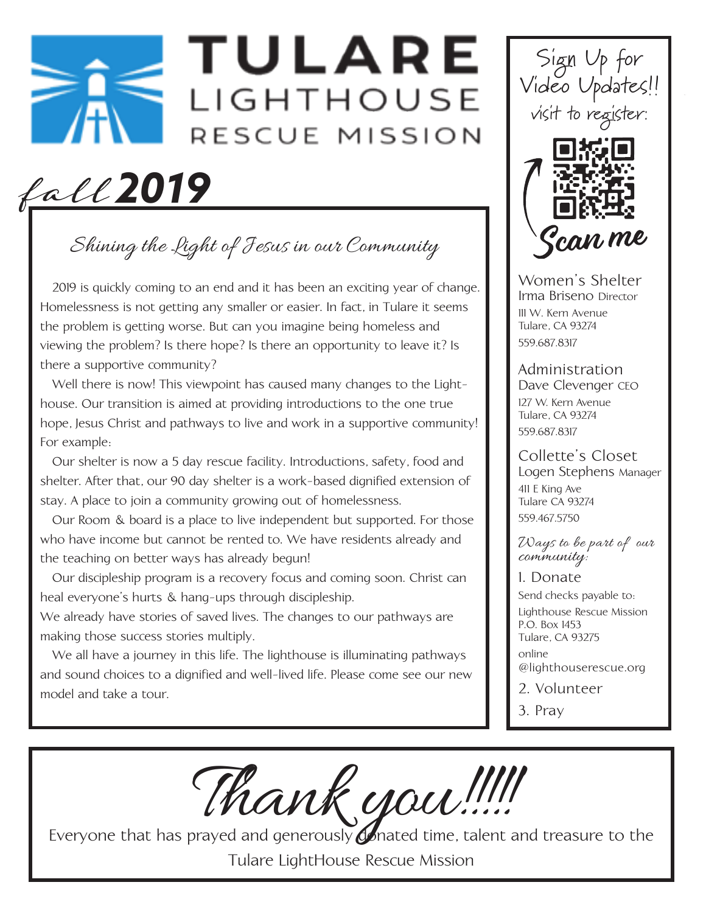# TULARE LIGHTHOUSE RESCUE MISSION

## *fall* 2019

### *Shining the Light of Jesus in our Community*

2019 is quickly coming to an end and it has been an exciting year of change. Homelessness is not getting any smaller or easier. In fact, in Tulare it seems the problem is getting worse. But can you imagine being homeless and viewing the problem? Is there hope? Is there an opportunity to leave it? Is there a supportive community?

Well there is now! This viewpoint has caused many changes to the Lighthouse. Our transition is aimed at providing introductions to the one true hope, Jesus Christ and pathways to live and work in a supportive community! For example:

Our shelter is now a 5 day rescue facility. Introductions, safety, food and shelter. After that, our 90 day shelter is a work-based dignified extension of stay. A place to join a community growing out of homelessness.

Our Room & board is a place to live independent but supported. For those who have income but cannot be rented to. We have residents already and the teaching on better ways has already begun!

Our discipleship program is a recovery focus and coming soon. Christ can heal everyone's hurts & hang-ups through discipleship.
We already have stories of saved lives. The changes to our pathways are making those success stories multiply.

We all have a journey in this life. The lighthouse is illuminating pathways and sound choices to a dignified and well-lived life. Please come see our new model and take a tour.

---

**Sign Up for Video Updates!!**
visit to register:

Scan me

**Women's Shelter**
Irma Briseno Director
111 W. Kern Avenue
Tulare, CA 93274
559.687.8317

**Administration**
Dave Clevenger CEO
127 W. Kern Avenue
Tulare, CA 93274
559.687.8317

**Collette's Closet**
Logen Stephens Manager
411 E King Ave
Tulare CA 93274
559.467.5750

*Ways to be part of our community:*

1. Donate
   Send checks payable to:
   Lighthouse Rescue Mission
   P.O. Box 1453
   Tulare, CA 93275
   online
   @lighthouserescue.org
2. Volunteer
3. Pray

---

## *Thank you!!!!!*

Everyone that has prayed and generously donated time, talent and treasure to the Tulare LightHouse Rescue Mission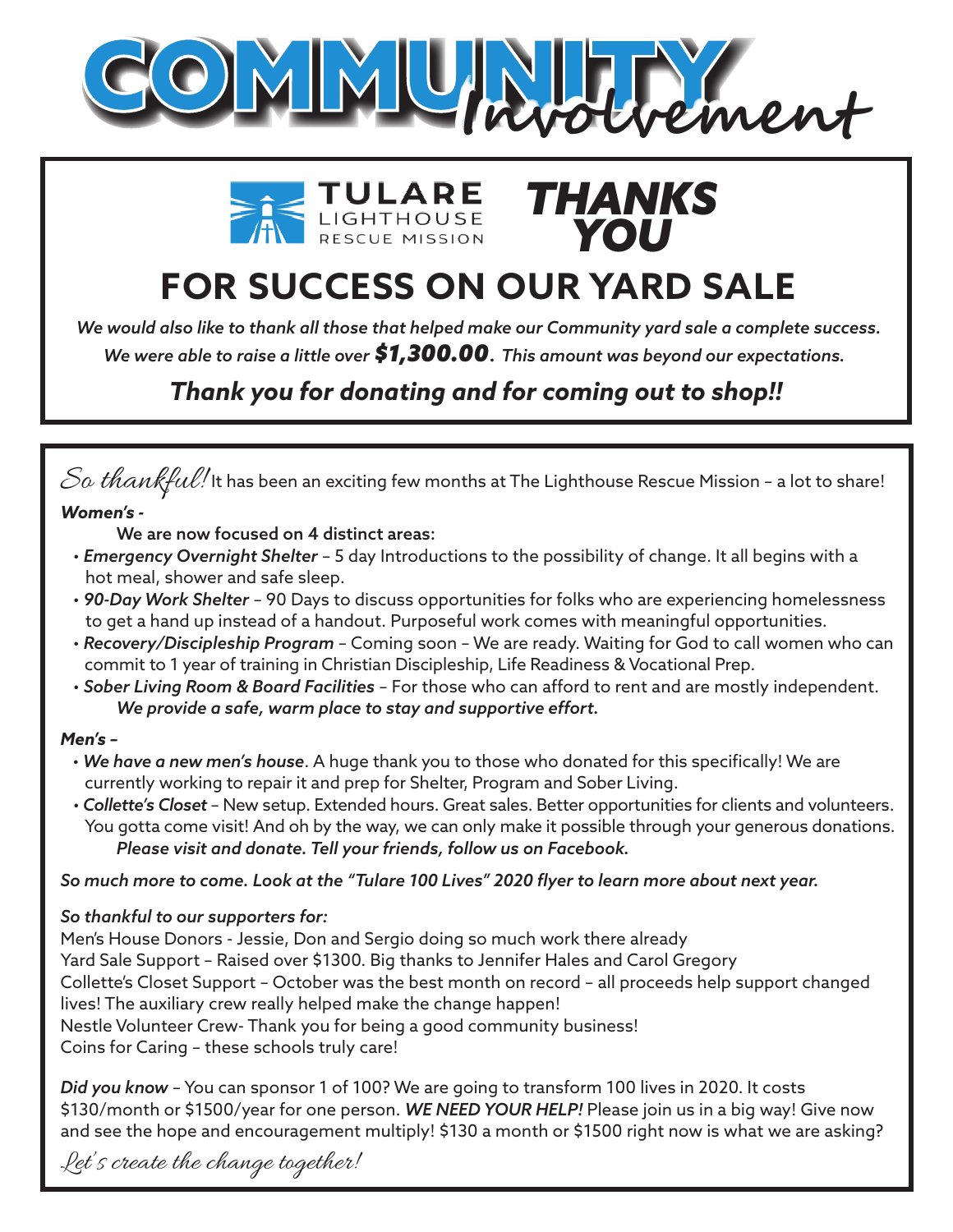# COMMUNITY *Involvement*

TULARE LIGHTHOUSE RESCUE MISSION

## *THANKS YOU*

## FOR SUCCESS ON OUR YARD SALE

*We would also like to thank all those that helped make our Community yard sale a complete success. We were able to raise a little over **$1,300.00**. This amount was beyond our expectations.*

### *Thank you for donating and for coming out to shop!!*

*So thankful!* It has been an exciting few months at The Lighthouse Rescue Mission – a lot to share!

***Women's -***

We are now focused on 4 distinct areas:

- *Emergency Overnight Shelter* – 5 day Introductions to the possibility of change. It all begins with a hot meal, shower and safe sleep.
- *90-Day Work Shelter* – 90 Days to discuss opportunities for folks who are experiencing homelessness to get a hand up instead of a handout. Purposeful work comes with meaningful opportunities.
- *Recovery/Discipleship Program* – Coming soon – We are ready. Waiting for God to call women who can commit to 1 year of training in Christian Discipleship, Life Readiness & Vocational Prep.
- *Sober Living Room & Board Facilities* – For those who can afford to rent and are mostly independent.
  ***We provide a safe, warm place to stay and supportive effort.***

***Men's –***

- *We have a new men's house*. A huge thank you to those who donated for this specifically! We are currently working to repair it and prep for Shelter, Program and Sober Living.
- *Collette's Closet* – New setup. Extended hours. Great sales. Better opportunities for clients and volunteers. You gotta come visit! And oh by the way, we can only make it possible through your generous donations.
  ***Please visit and donate. Tell your friends, follow us on Facebook.***

*So much more to come. Look at the "Tulare 100 Lives" 2020 flyer to learn more about next year.*

*So thankful to our supporters for:*

Men's House Donors - Jessie, Don and Sergio doing so much work there already
Yard Sale Support – Raised over $1300. Big thanks to Jennifer Hales and Carol Gregory
Collette's Closet Support – October was the best month on record – all proceeds help support changed lives! The auxiliary crew really helped make the change happen!
Nestle Volunteer Crew- Thank you for being a good community business!
Coins for Caring – these schools truly care!

*Did you know* – You can sponsor 1 of 100? We are going to transform 100 lives in 2020. It costs $130/month or $1500/year for one person. ***WE NEED YOUR HELP!*** Please join us in a big way! Give now and see the hope and encouragement multiply! $130 a month or $1500 right now is what we are asking?

*Let's create the change together!*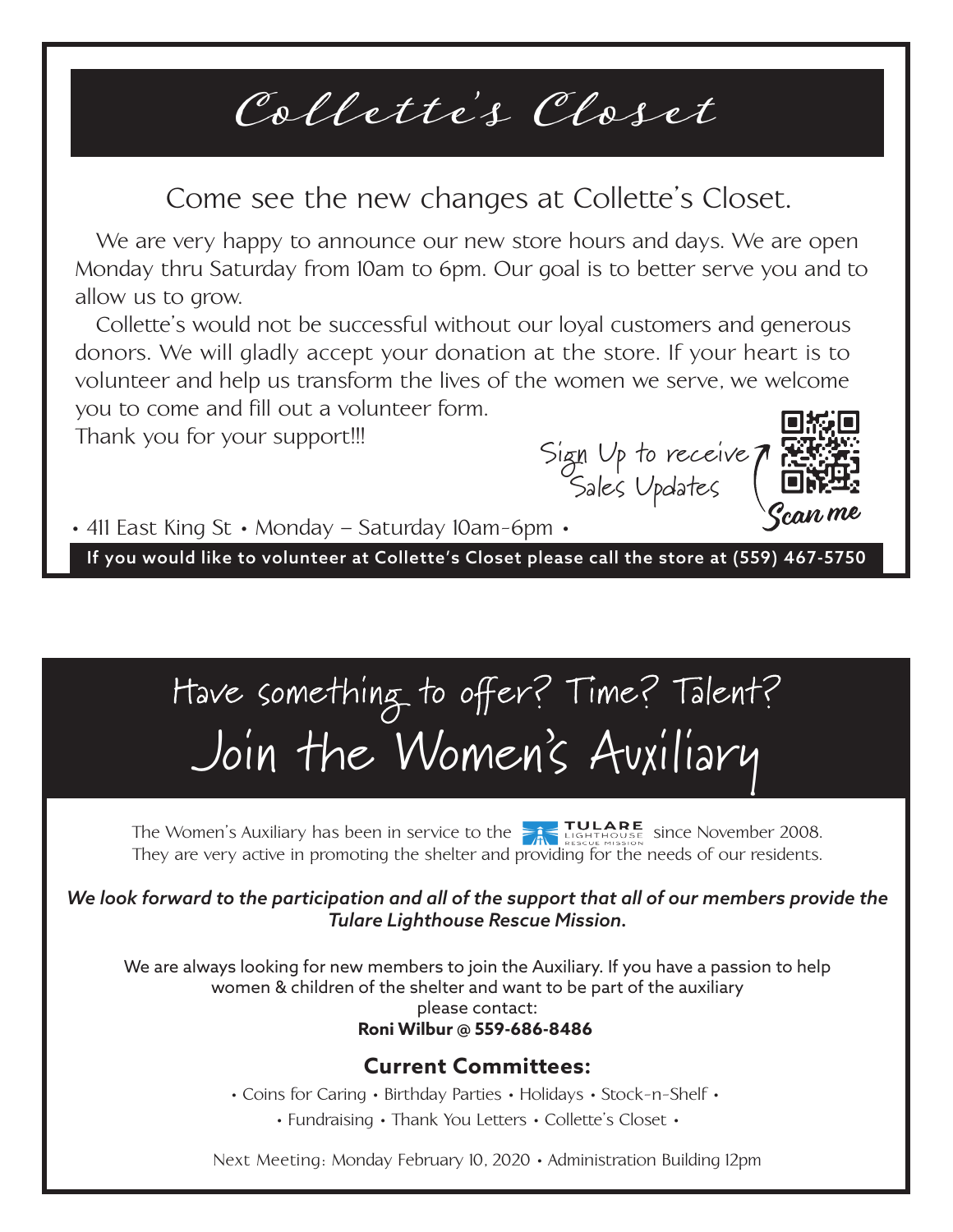# Collette's Closet

## Come see the new changes at Collette's Closet.

We are very happy to announce our new store hours and days. We are open Monday thru Saturday from 10am to 6pm. Our goal is to better serve you and to allow us to grow.

Collette's would not be successful without our loyal customers and generous donors. We will gladly accept your donation at the store. If your heart is to volunteer and help us transform the lives of the women we serve, we welcome you to come and fill out a volunteer form.

Thank you for your support!!!

Sign Up to receive Sales Updates

Scan me

• 411 East King St • Monday – Saturday 10am-6pm •

**If you would like to volunteer at Collette's Closet please call the store at (559) 467-5750**

# Have something to offer? Time? Talent? Join the Women's Auxiliary

The Women's Auxiliary has been in service to the TULARE LIGHTHOUSE RESCUE MISSION since November 2008. They are very active in promoting the shelter and providing for the needs of our residents.

***We look forward to the participation and all of the support that all of our members provide the Tulare Lighthouse Rescue Mission.***

We are always looking for new members to join the Auxiliary. If you have a passion to help women & children of the shelter and want to be part of the auxiliary please contact:
**Roni Wilbur @ 559-686-8486**

### Current Committees:

• Coins for Caring • Birthday Parties • Holidays • Stock-n-Shelf •
• Fundraising • Thank You Letters • Collette's Closet •

Next Meeting: Monday February 10, 2020 • Administration Building 12pm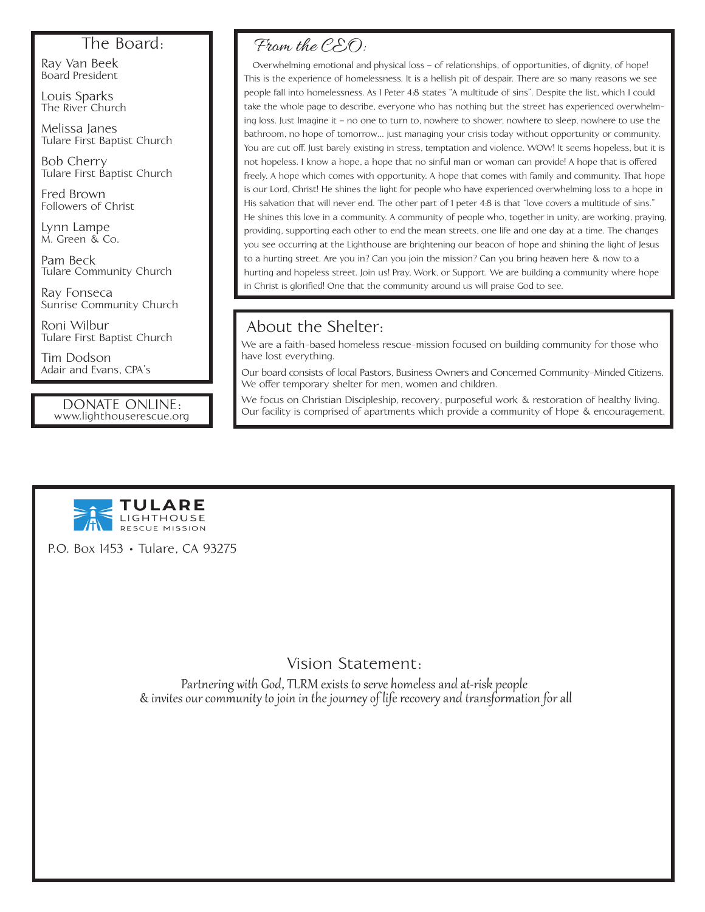## The Board:

Ray Van Beek
Board President

Louis Sparks
The River Church

Melissa Janes
Tulare First Baptist Church

Bob Cherry
Tulare First Baptist Church

Fred Brown
Followers of Christ

Lynn Lampe
M. Green & Co.

Pam Beck
Tulare Community Church

Ray Fonseca
Sunrise Community Church

Roni Wilbur
Tulare First Baptist Church

Tim Dodson
Adair and Evans, CPA's

DONATE ONLINE:
www.lighthouserescue.org

## From the CEO:

Overwhelming emotional and physical loss – of relationships, of opportunities, of dignity, of hope! This is the experience of homelessness. It is a hellish pit of despair. There are so many reasons we see people fall into homelessness. As I Peter 4:8 states "A multitude of sins". Despite the list, which I could take the whole page to describe, everyone who has nothing but the street has experienced overwhelming loss. Just Imagine it – no one to turn to, nowhere to shower, nowhere to sleep, nowhere to use the bathroom, no hope of tomorrow… just managing your crisis today without opportunity or community. You are cut off. Just barely existing in stress, temptation and violence. WOW! It seems hopeless, but it is not hopeless. I know a hope, a hope that no sinful man or woman can provide! A hope that is offered freely. A hope which comes with opportunity. A hope that comes with family and community. That hope is our Lord, Christ! He shines the light for people who have experienced overwhelming loss to a hope in His salvation that will never end. The other part of I peter 4:8 is that "love covers a multitude of sins." He shines this love in a community. A community of people who, together in unity, are working, praying, providing, supporting each other to end the mean streets, one life and one day at a time. The changes you see occurring at the Lighthouse are brightening our beacon of hope and shining the light of Jesus to a hurting street. Are you in? Can you join the mission? Can you bring heaven here & now to a hurting and hopeless street. Join us! Pray, Work, or Support. We are building a community where hope in Christ is glorified! One that the community around us will praise God to see.

## About the Shelter:

We are a faith-based homeless rescue-mission focused on building community for those who have lost everything.

Our board consists of local Pastors, Business Owners and Concerned Community-Minded Citizens. We offer temporary shelter for men, women and children.

We focus on Christian Discipleship, recovery, purposeful work & restoration of healthy living. Our facility is comprised of apartments which provide a community of Hope & encouragement.

TULARE LIGHTHOUSE RESCUE MISSION

P.O. Box 1453 • Tulare, CA 93275

## Vision Statement:

*Partnering with God, TLRM exists to serve homeless and at-risk people & invites our community to join in the journey of life recovery and transformation for all*